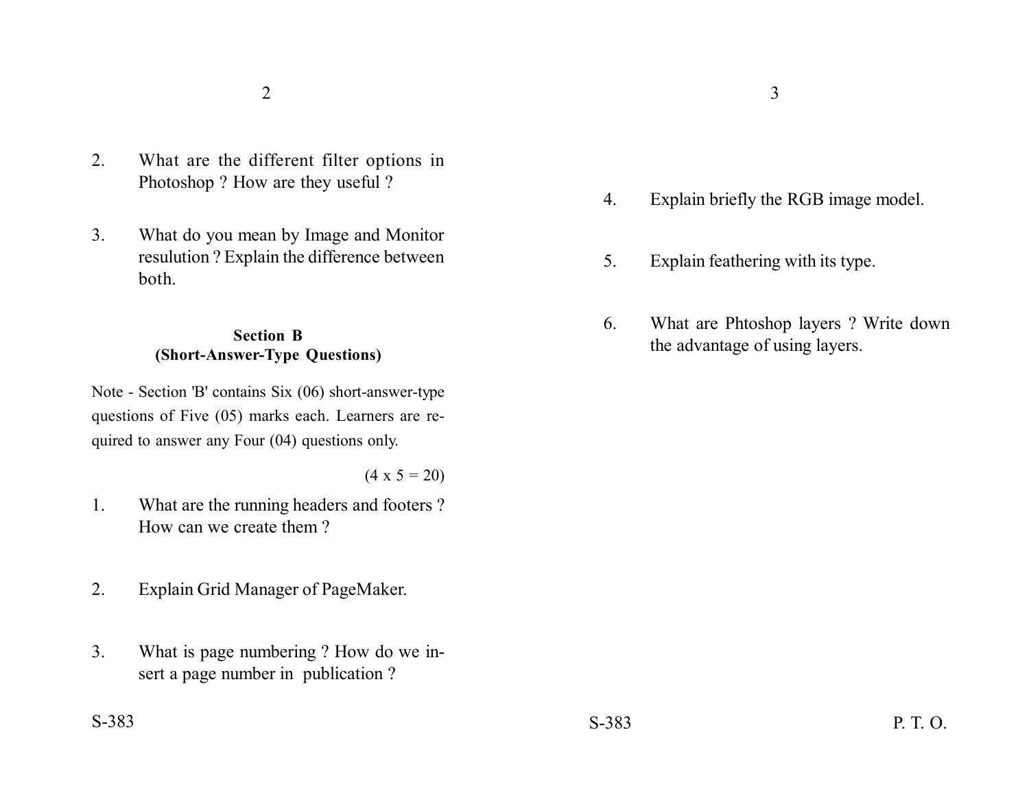2. What are the different filter options in Photoshop ? How are they useful ?

3. What do you mean by Image and Monitor resulution ? Explain the difference between both.

### Section B
### (Short-Answer-Type Questions)

Note - Section 'B' contains Six (06) short-answer-type questions of Five (05) marks each. Learners are required to answer any Four (04) questions only.

(4 x 5 = 20)

1. What are the running headers and footers ? How can we create them ?

2. Explain Grid Manager of PageMaker.

3. What is page numbering ? How do we insert a page number in publication ?

4. Explain briefly the RGB image model.

5. Explain feathering with its type.

6. What are Phtoshop layers ? Write down the advantage of using layers.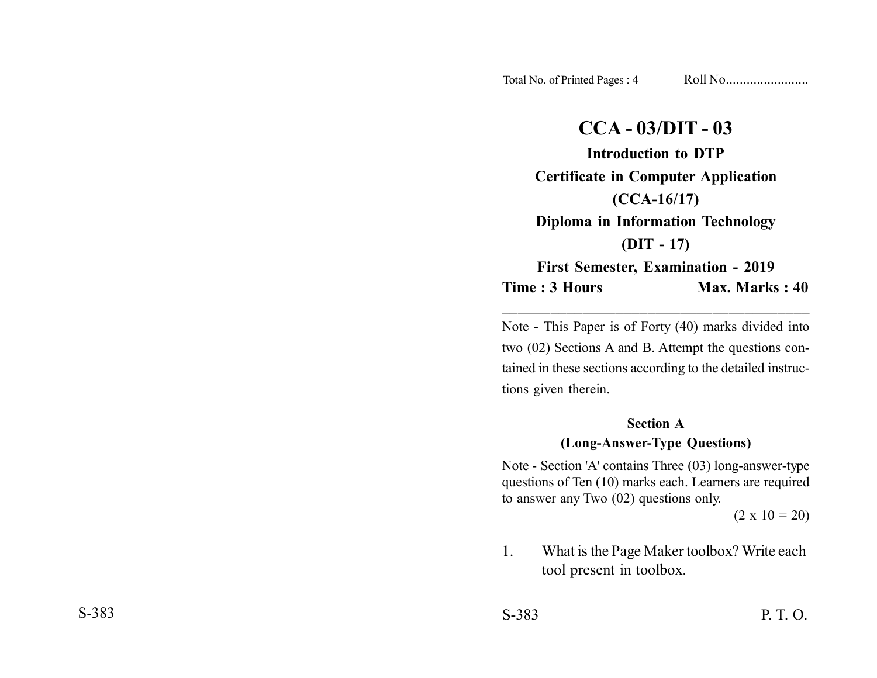Total No. of Printed Pages : 4 Roll No.......................

# CCA - 03/DIT - 03

## Introduction to DTP

## Certificate in Computer Application (CCA-16/17)

## Diploma in Information Technology (DIT - 17)

## First Semester, Examination - 2019

**Time : 3 Hours** **Max. Marks : 40**

---

Note - This Paper is of Forty (40) marks divided into two (02) Sections A and B. Attempt the questions contained in these sections according to the detailed instructions given therein.

### Section A

### (Long-Answer-Type Questions)

Note - Section 'A' contains Three (03) long-answer-type questions of Ten (10) marks each. Learners are required to answer any Two (02) questions only.

(2 x 10 = 20)

1. What is the Page Maker toolbox? Write each tool present in toolbox.

S-383 P. T. O.